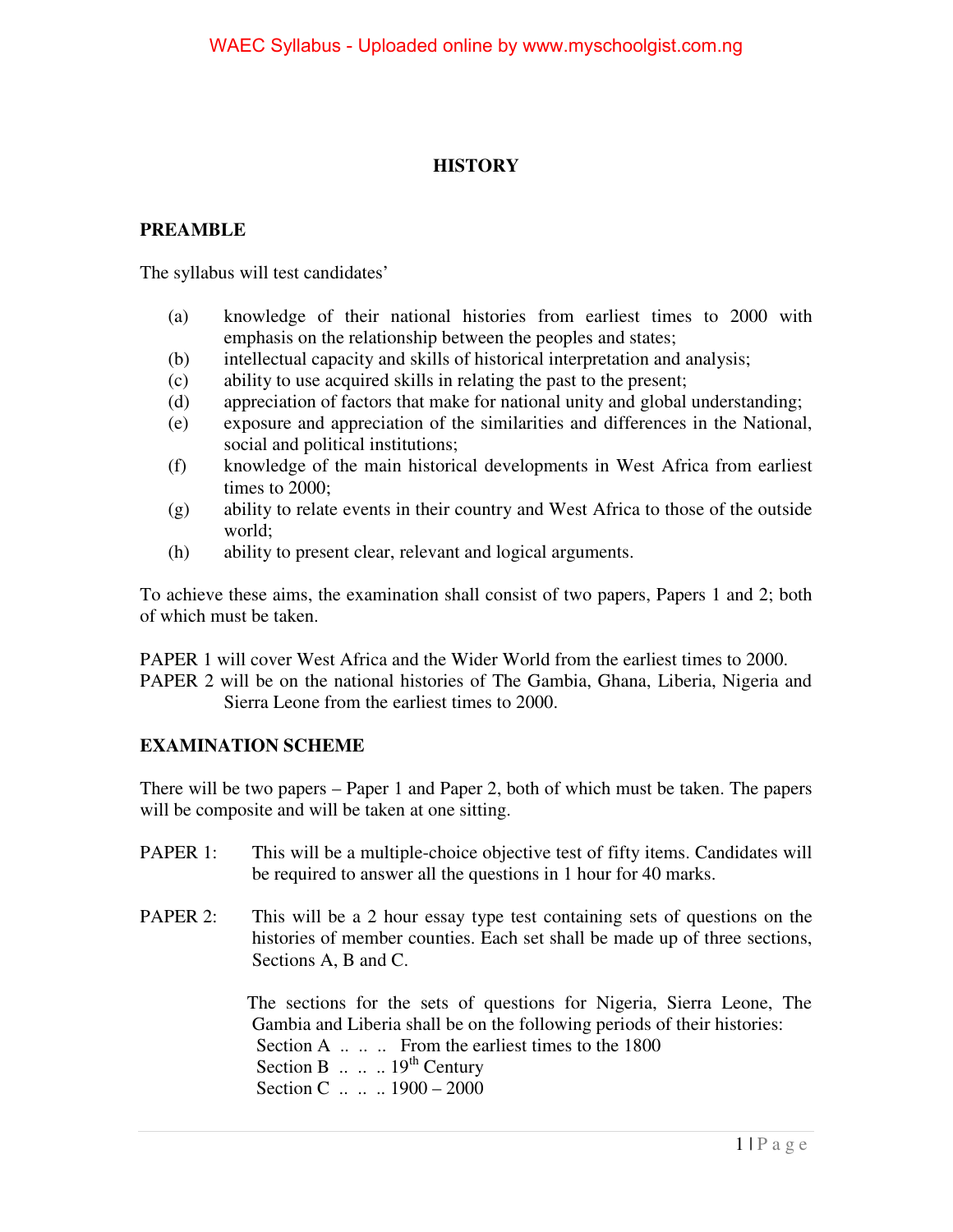# HISTORY

## PREAMBLE

The syllabus will test candidates'

(a) knowledge of their national histories from earliest times to 2000 with emphasis on the relationship between the peoples and states;
(b) intellectual capacity and skills of historical interpretation and analysis;
(c) ability to use acquired skills in relating the past to the present;
(d) appreciation of factors that make for national unity and global understanding;
(e) exposure and appreciation of the similarities and differences in the National, social and political institutions;
(f) knowledge of the main historical developments in West Africa from earliest times to 2000;
(g) ability to relate events in their country and West Africa to those of the outside world;
(h) ability to present clear, relevant and logical arguments.

To achieve these aims, the examination shall consist of two papers, Papers 1 and 2; both of which must be taken.

PAPER 1 will cover West Africa and the Wider World from the earliest times to 2000.
PAPER 2 will be on the national histories of The Gambia, Ghana, Liberia, Nigeria and Sierra Leone from the earliest times to 2000.

## EXAMINATION SCHEME

There will be two papers – Paper 1 and Paper 2, both of which must be taken. The papers will be composite and will be taken at one sitting.

PAPER 1: This will be a multiple-choice objective test of fifty items. Candidates will be required to answer all the questions in 1 hour for 40 marks.

PAPER 2: This will be a 2 hour essay type test containing sets of questions on the histories of member counties. Each set shall be made up of three sections, Sections A, B and C.

The sections for the sets of questions for Nigeria, Sierra Leone, The Gambia and Liberia shall be on the following periods of their histories:
Section A .. .. .. From the earliest times to the 1800
Section B .. .. .. 19th Century
Section C .. .. .. 1900 – 2000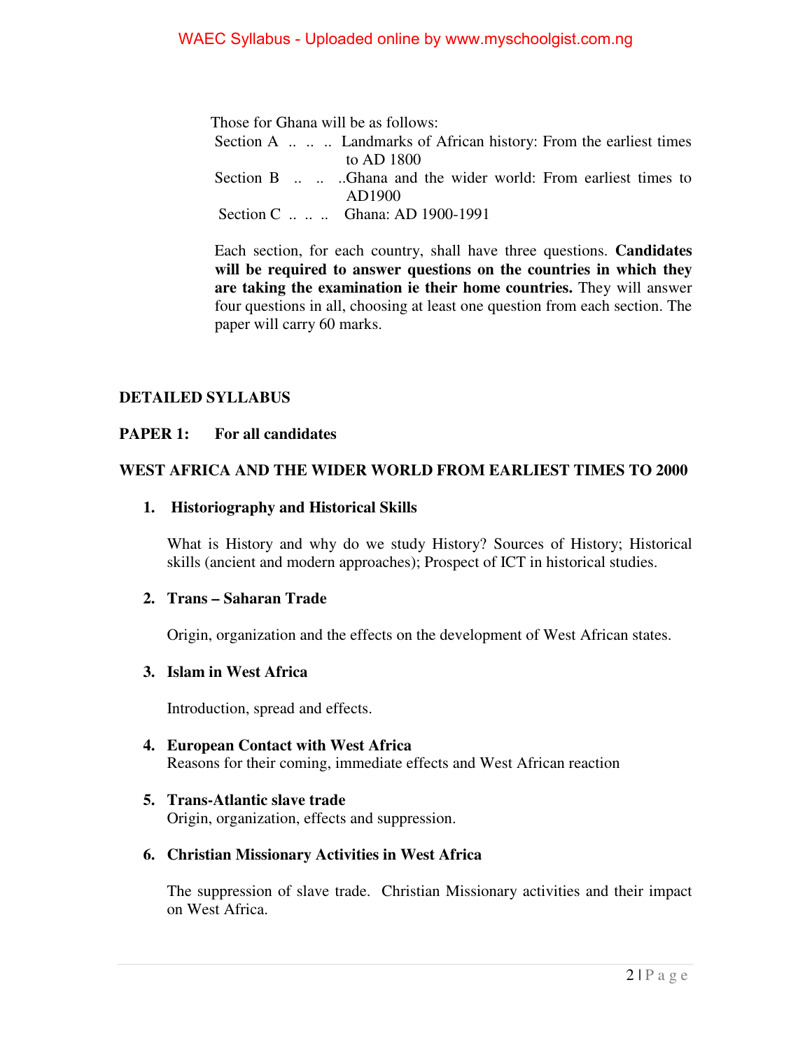Those for Ghana will be as follows:

Section A .. .. .. Landmarks of African history: From the earliest times to AD 1800

Section B .. .. ..Ghana and the wider world: From earliest times to AD1900

Section C .. .. .. Ghana: AD 1900-1991

Each section, for each country, shall have three questions. **Candidates will be required to answer questions on the countries in which they are taking the examination ie their home countries.** They will answer four questions in all, choosing at least one question from each section. The paper will carry 60 marks.

## DETAILED SYLLABUS

### PAPER 1: For all candidates

### WEST AFRICA AND THE WIDER WORLD FROM EARLIEST TIMES TO 2000

1. **Historiography and Historical Skills**

   What is History and why do we study History? Sources of History; Historical skills (ancient and modern approaches); Prospect of ICT in historical studies.

2. **Trans – Saharan Trade**

   Origin, organization and the effects on the development of West African states.

3. **Islam in West Africa**

   Introduction, spread and effects.

4. **European Contact with West Africa**

   Reasons for their coming, immediate effects and West African reaction

5. **Trans-Atlantic slave trade**

   Origin, organization, effects and suppression.

6. **Christian Missionary Activities in West Africa**

   The suppression of slave trade. Christian Missionary activities and their impact on West Africa.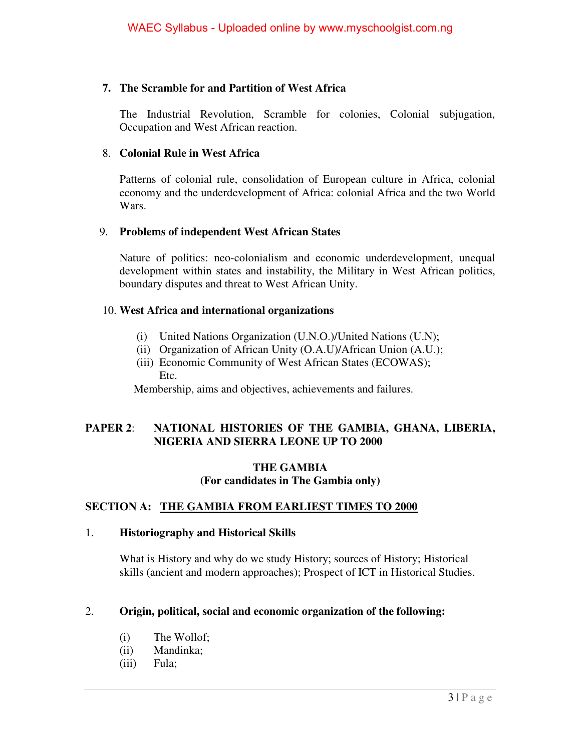7. **The Scramble for and Partition of West Africa**

   The Industrial Revolution, Scramble for colonies, Colonial subjugation, Occupation and West African reaction.

8. **Colonial Rule in West Africa**

   Patterns of colonial rule, consolidation of European culture in Africa, colonial economy and the underdevelopment of Africa: colonial Africa and the two World Wars.

9. **Problems of independent West African States**

   Nature of politics: neo-colonialism and economic underdevelopment, unequal development within states and instability, the Military in West African politics, boundary disputes and threat to West African Unity.

10. **West Africa and international organizations**

    (i) United Nations Organization (U.N.O.)/United Nations (U.N);
    (ii) Organization of African Unity (O.A.U)/African Union (A.U.);
    (iii) Economic Community of West African States (ECOWAS); Etc.

    Membership, aims and objectives, achievements and failures.

## PAPER 2: NATIONAL HISTORIES OF THE GAMBIA, GHANA, LIBERIA, NIGERIA AND SIERRA LEONE UP TO 2000

### THE GAMBIA
**(For candidates in The Gambia only)**

### SECTION A: THE GAMBIA FROM EARLIEST TIMES TO 2000

1. **Historiography and Historical Skills**

   What is History and why do we study History; sources of History; Historical skills (ancient and modern approaches); Prospect of ICT in Historical Studies.

2. **Origin, political, social and economic organization of the following:**

   (i) The Wollof;
   (ii) Mandinka;
   (iii) Fula;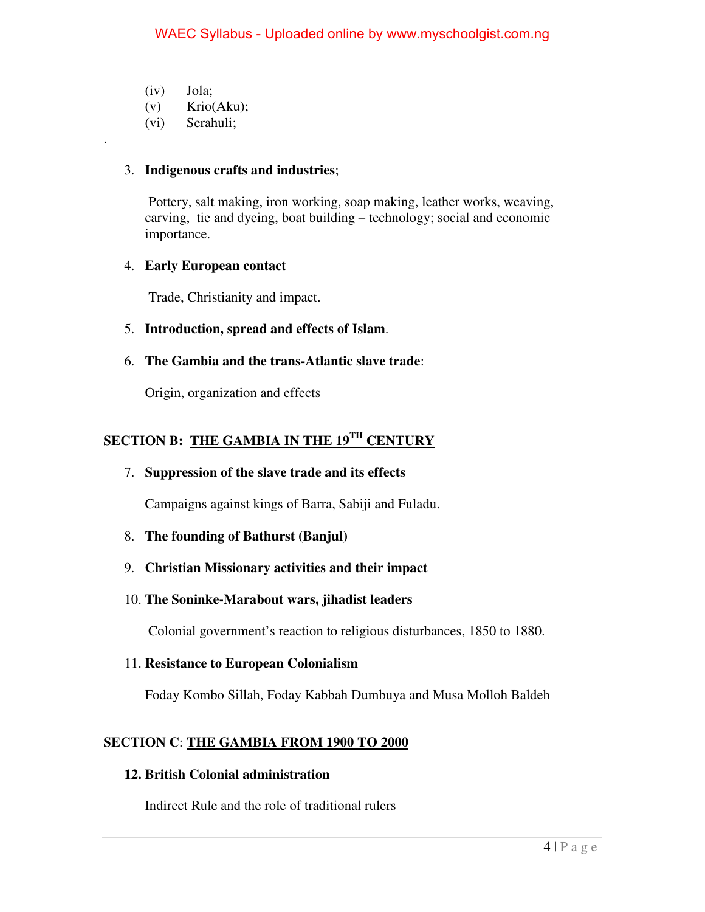(iv) Jola;
(v) Krio(Aku);
(vi) Serahuli;

.

3. **Indigenous crafts and industries**;

   Pottery, salt making, iron working, soap making, leather works, weaving, carving, tie and dyeing, boat building – technology; social and economic importance.

4. **Early European contact**

   Trade, Christianity and impact.

5. **Introduction, spread and effects of Islam**.

6. **The Gambia and the trans-Atlantic slave trade**:

   Origin, organization and effects

## SECTION B: <u>THE GAMBIA IN THE 19TH CENTURY</u>

7. **Suppression of the slave trade and its effects**

   Campaigns against kings of Barra, Sabiji and Fuladu.

8. **The founding of Bathurst (Banjul)**

9. **Christian Missionary activities and their impact**

10. **The Soninke-Marabout wars, jihadist leaders**

    Colonial government's reaction to religious disturbances, 1850 to 1880.

11. **Resistance to European Colonialism**

    Foday Kombo Sillah, Foday Kabbah Dumbuya and Musa Molloh Baldeh

## SECTION C: <u>THE GAMBIA FROM 1900 TO 2000</u>

12. **British Colonial administration**

    Indirect Rule and the role of traditional rulers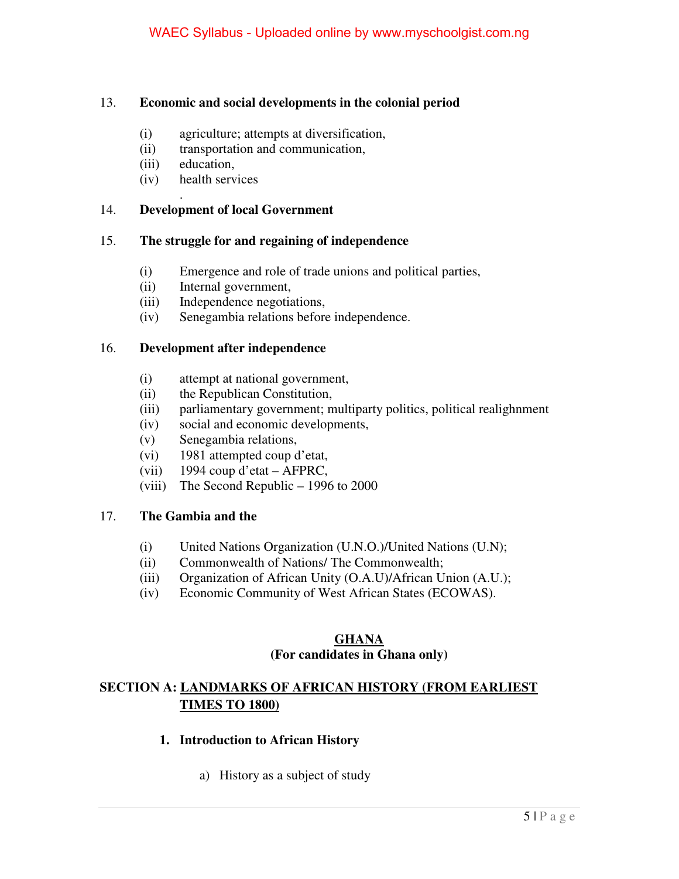13. **Economic and social developments in the colonial period**

    (i) agriculture; attempts at diversification,
    (ii) transportation and communication,
    (iii) education,
    (iv) health services

14. **Development of local Government**

15. **The struggle for and regaining of independence**

    (i) Emergence and role of trade unions and political parties,
    (ii) Internal government,
    (iii) Independence negotiations,
    (iv) Senegambia relations before independence.

16. **Development after independence**

    (i) attempt at national government,
    (ii) the Republican Constitution,
    (iii) parliamentary government; multiparty politics, political realighnment
    (iv) social and economic developments,
    (v) Senegambia relations,
    (vi) 1981 attempted coup d'etat,
    (vii) 1994 coup d'etat – AFPRC,
    (viii) The Second Republic – 1996 to 2000

17. **The Gambia and the**

    (i) United Nations Organization (U.N.O.)/United Nations (U.N);
    (ii) Commonwealth of Nations/ The Commonwealth;
    (iii) Organization of African Unity (O.A.U)/African Union (A.U.);
    (iv) Economic Community of West African States (ECOWAS).

## GHANA
**(For candidates in Ghana only)**

## SECTION A: LANDMARKS OF AFRICAN HISTORY (FROM EARLIEST TIMES TO 1800)

1. **Introduction to African History**

    a) History as a subject of study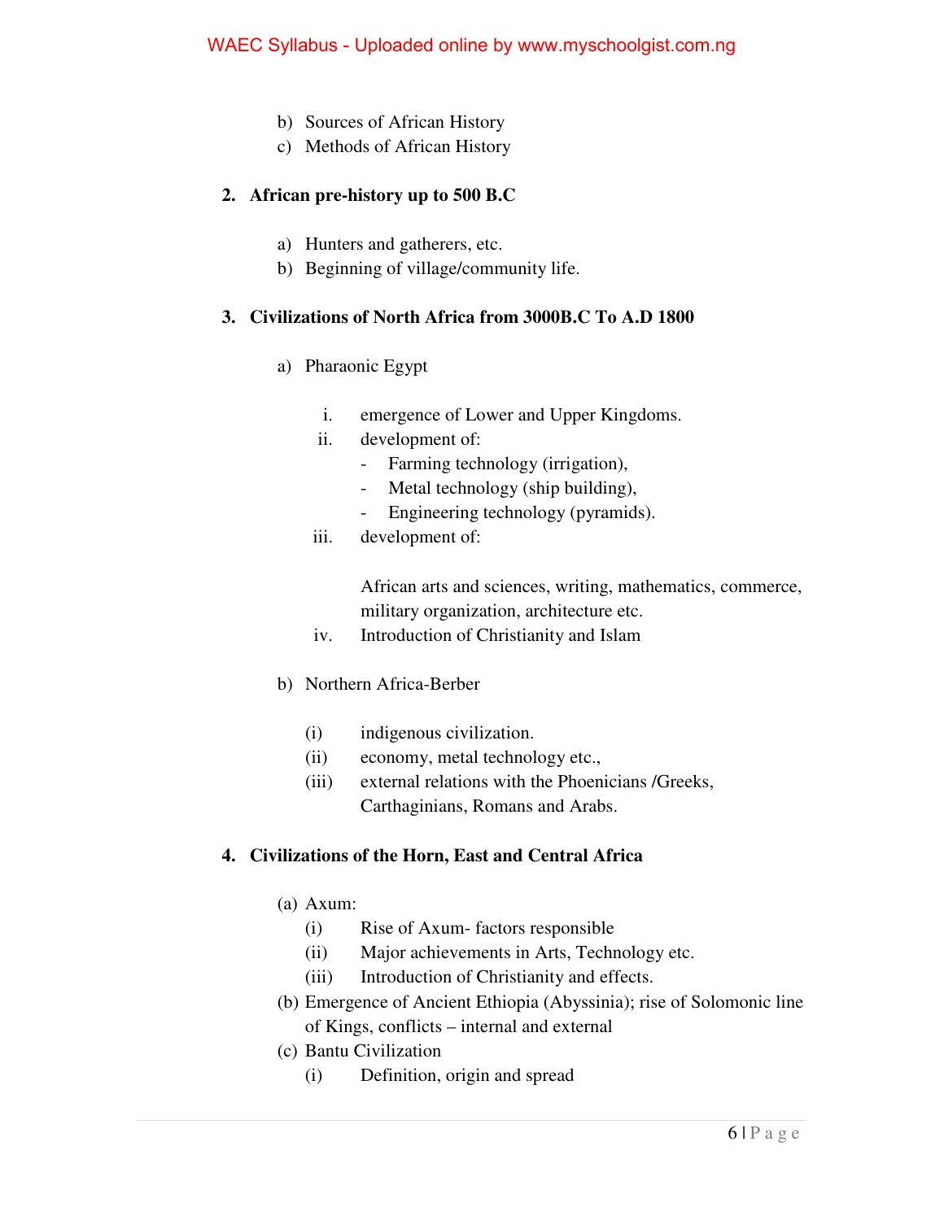b) Sources of African History
c) Methods of African History

**2. African pre-history up to 500 B.C**

a) Hunters and gatherers, etc.
b) Beginning of village/community life.

**3. Civilizations of North Africa from 3000B.C To A.D 1800**

a) Pharaonic Egypt

   i. emergence of Lower and Upper Kingdoms.
   ii. development of:
      - Farming technology (irrigation),
      - Metal technology (ship building),
      - Engineering technology (pyramids).
   iii. development of:

      African arts and sciences, writing, mathematics, commerce, military organization, architecture etc.
   iv. Introduction of Christianity and Islam

b) Northern Africa-Berber

   (i) indigenous civilization.
   (ii) economy, metal technology etc.,
   (iii) external relations with the Phoenicians /Greeks, Carthaginians, Romans and Arabs.

**4. Civilizations of the Horn, East and Central Africa**

(a) Axum:
   (i) Rise of Axum- factors responsible
   (ii) Major achievements in Arts, Technology etc.
   (iii) Introduction of Christianity and effects.

(b) Emergence of Ancient Ethiopia (Abyssinia); rise of Solomonic line of Kings, conflicts – internal and external

(c) Bantu Civilization
   (i) Definition, origin and spread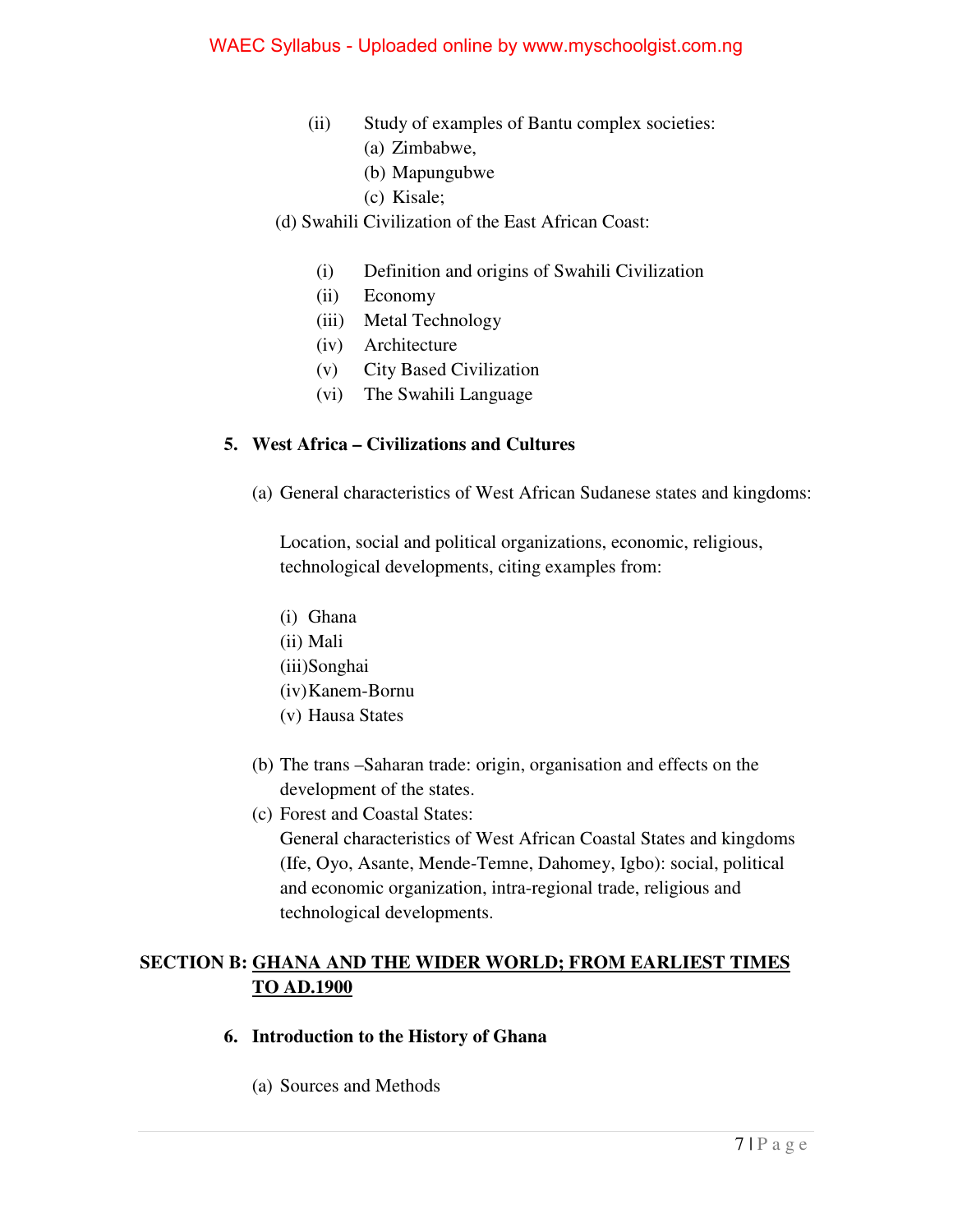(ii) Study of examples of Bantu complex societies:

(a) Zimbabwe,

(b) Mapungubwe

(c) Kisale;

(d) Swahili Civilization of the East African Coast:

(i) Definition and origins of Swahili Civilization

(ii) Economy

(iii) Metal Technology

(iv) Architecture

(v) City Based Civilization

(vi) The Swahili Language

**5. West Africa – Civilizations and Cultures**

(a) General characteristics of West African Sudanese states and kingdoms:

Location, social and political organizations, economic, religious, technological developments, citing examples from:

(i) Ghana

(ii) Mali

(iii) Songhai

(iv) Kanem-Bornu

(v) Hausa States

(b) The trans –Saharan trade: origin, organisation and effects on the development of the states.

(c) Forest and Coastal States:
General characteristics of West African Coastal States and kingdoms (Ife, Oyo, Asante, Mende-Temne, Dahomey, Igbo): social, political and economic organization, intra-regional trade, religious and technological developments.

## SECTION B: GHANA AND THE WIDER WORLD; FROM EARLIEST TIMES TO AD.1900

**6. Introduction to the History of Ghana**

(a) Sources and Methods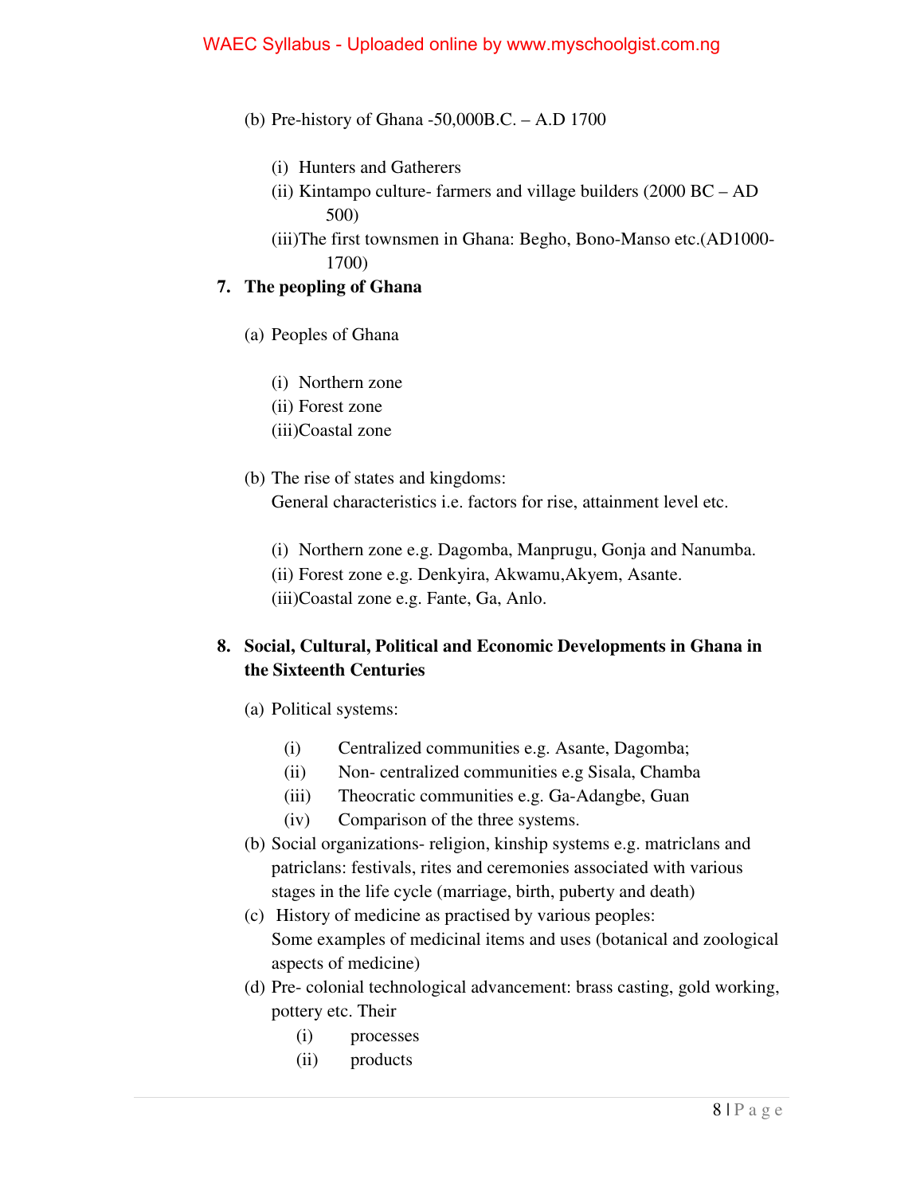(b) Pre-history of Ghana -50,000B.C. – A.D 1700

   (i) Hunters and Gatherers
   (ii) Kintampo culture- farmers and village builders (2000 BC – AD 500)
   (iii)The first townsmen in Ghana: Begho, Bono-Manso etc.(AD1000-1700)

**7. The peopling of Ghana**

(a) Peoples of Ghana

   (i) Northern zone
   (ii) Forest zone
   (iii)Coastal zone

(b) The rise of states and kingdoms:
General characteristics i.e. factors for rise, attainment level etc.

   (i) Northern zone e.g. Dagomba, Manprugu, Gonja and Nanumba.
   (ii) Forest zone e.g. Denkyira, Akwamu,Akyem, Asante.
   (iii)Coastal zone e.g. Fante, Ga, Anlo.

**8. Social, Cultural, Political and Economic Developments in Ghana in the Sixteenth Centuries**

(a) Political systems:

   (i) Centralized communities e.g. Asante, Dagomba;
   (ii) Non- centralized communities e.g Sisala, Chamba
   (iii) Theocratic communities e.g. Ga-Adangbe, Guan
   (iv) Comparison of the three systems.

(b) Social organizations- religion, kinship systems e.g. matriclans and patriclans: festivals, rites and ceremonies associated with various stages in the life cycle (marriage, birth, puberty and death)

(c) History of medicine as practised by various peoples:
Some examples of medicinal items and uses (botanical and zoological aspects of medicine)

(d) Pre- colonial technological advancement: brass casting, gold working, pottery etc. Their
   (i) processes
   (ii) products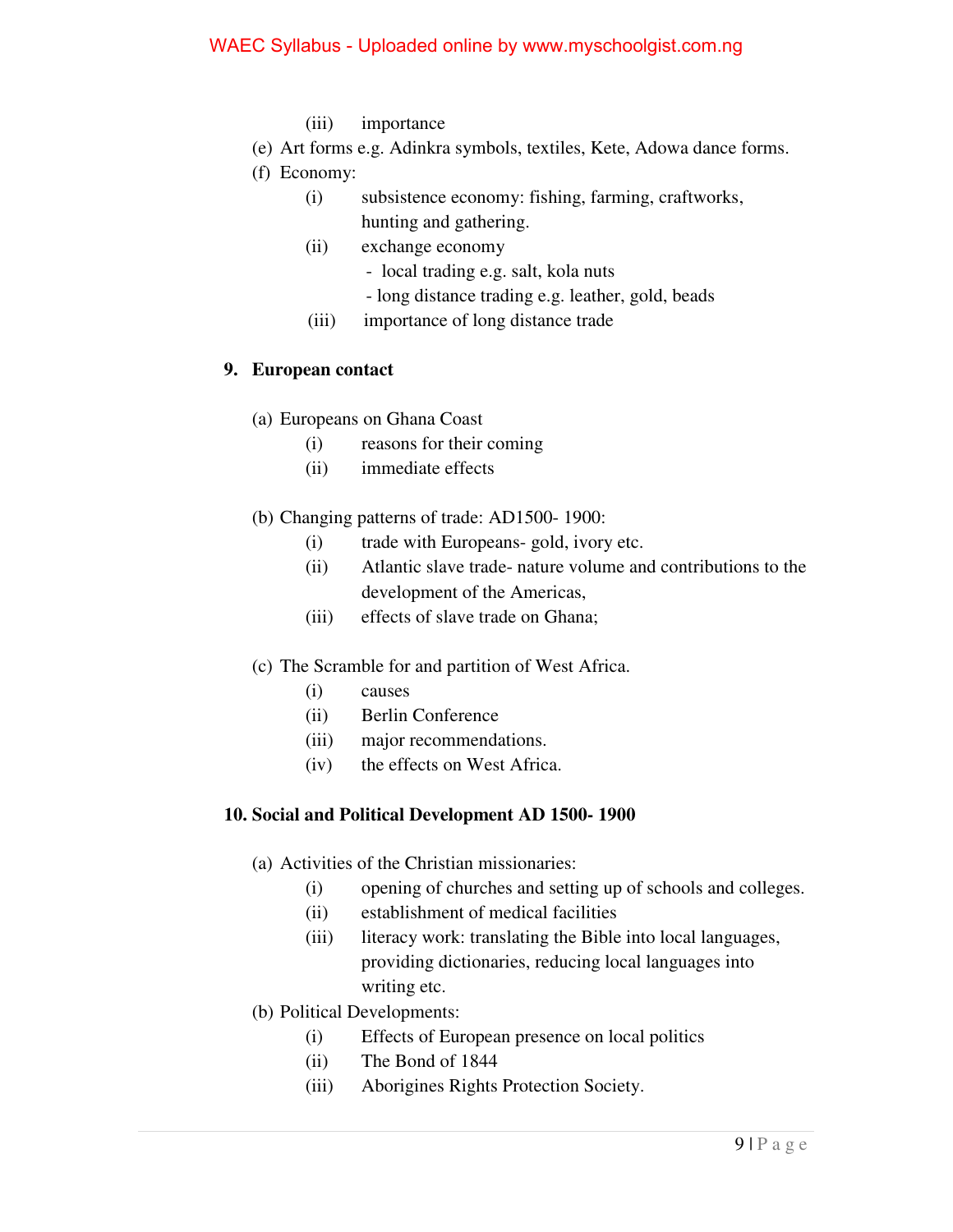(iii) importance

(e) Art forms e.g. Adinkra symbols, textiles, Kete, Adowa dance forms.

(f) Economy:

   (i) subsistence economy: fishing, farming, craftworks, hunting and gathering.

   (ii) exchange economy
      - local trading e.g. salt, kola nuts
      - long distance trading e.g. leather, gold, beads

   (iii) importance of long distance trade

**9. European contact**

(a) Europeans on Ghana Coast

   (i) reasons for their coming

   (ii) immediate effects

(b) Changing patterns of trade: AD1500- 1900:

   (i) trade with Europeans- gold, ivory etc.

   (ii) Atlantic slave trade- nature volume and contributions to the development of the Americas,

   (iii) effects of slave trade on Ghana;

(c) The Scramble for and partition of West Africa.

   (i) causes

   (ii) Berlin Conference

   (iii) major recommendations.

   (iv) the effects on West Africa.

**10. Social and Political Development AD 1500- 1900**

(a) Activities of the Christian missionaries:

   (i) opening of churches and setting up of schools and colleges.

   (ii) establishment of medical facilities

   (iii) literacy work: translating the Bible into local languages, providing dictionaries, reducing local languages into writing etc.

(b) Political Developments:

   (i) Effects of European presence on local politics

   (ii) The Bond of 1844

   (iii) Aborigines Rights Protection Society.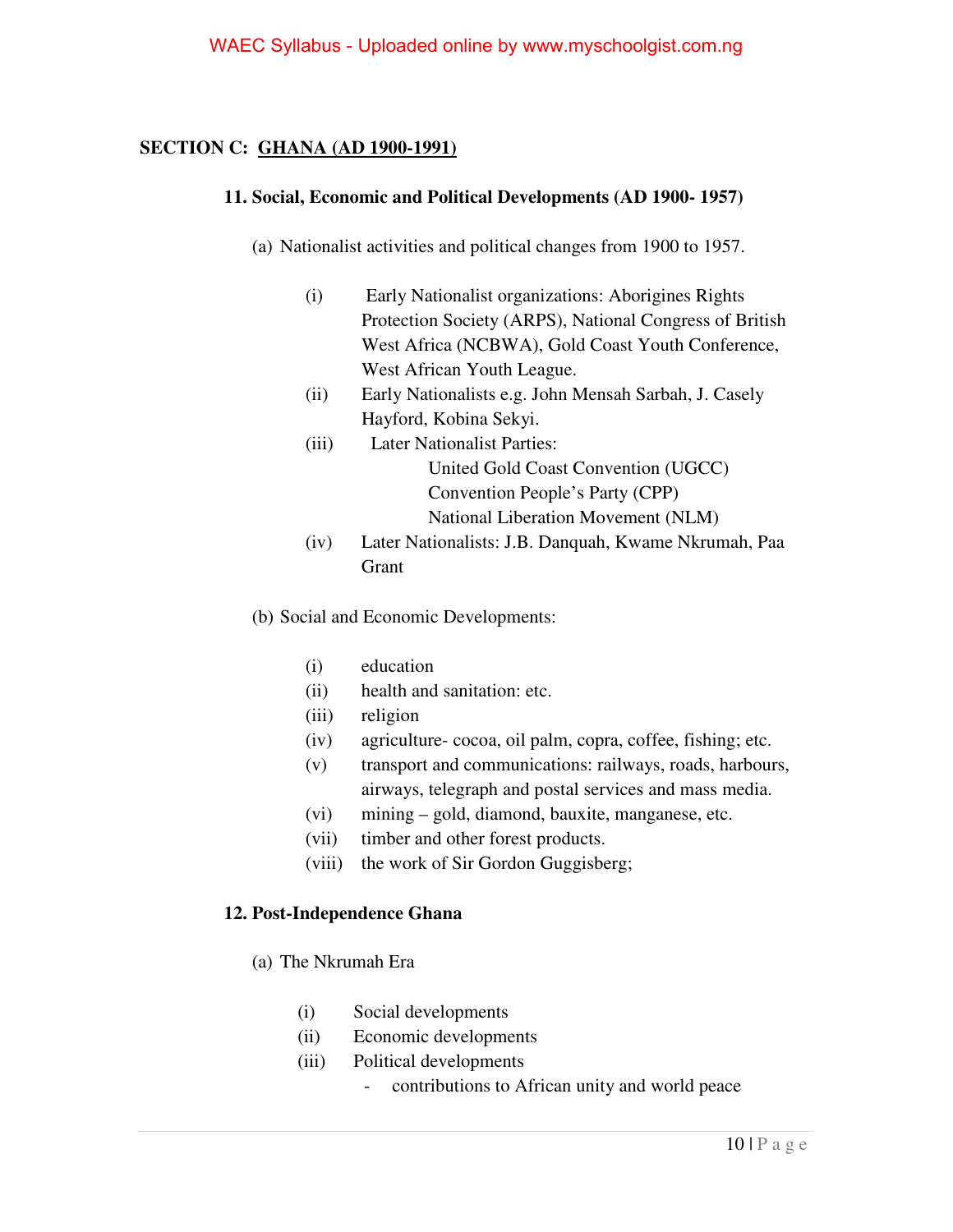## SECTION C: GHANA (AD 1900-1991)

### 11. Social, Economic and Political Developments (AD 1900- 1957)

(a) Nationalist activities and political changes from 1900 to 1957.

- (i) Early Nationalist organizations: Aborigines Rights Protection Society (ARPS), National Congress of British West Africa (NCBWA), Gold Coast Youth Conference, West African Youth League.
- (ii) Early Nationalists e.g. John Mensah Sarbah, J. Casely Hayford, Kobina Sekyi.
- (iii) Later Nationalist Parties:
  - United Gold Coast Convention (UGCC)
  - Convention People's Party (CPP)
  - National Liberation Movement (NLM)
- (iv) Later Nationalists: J.B. Danquah, Kwame Nkrumah, Paa Grant

(b) Social and Economic Developments:

- (i) education
- (ii) health and sanitation: etc.
- (iii) religion
- (iv) agriculture- cocoa, oil palm, copra, coffee, fishing; etc.
- (v) transport and communications: railways, roads, harbours, airways, telegraph and postal services and mass media.
- (vi) mining – gold, diamond, bauxite, manganese, etc.
- (vii) timber and other forest products.
- (viii) the work of Sir Gordon Guggisberg;

### 12. Post-Independence Ghana

(a) The Nkrumah Era

- (i) Social developments
- (ii) Economic developments
- (iii) Political developments
  - contributions to African unity and world peace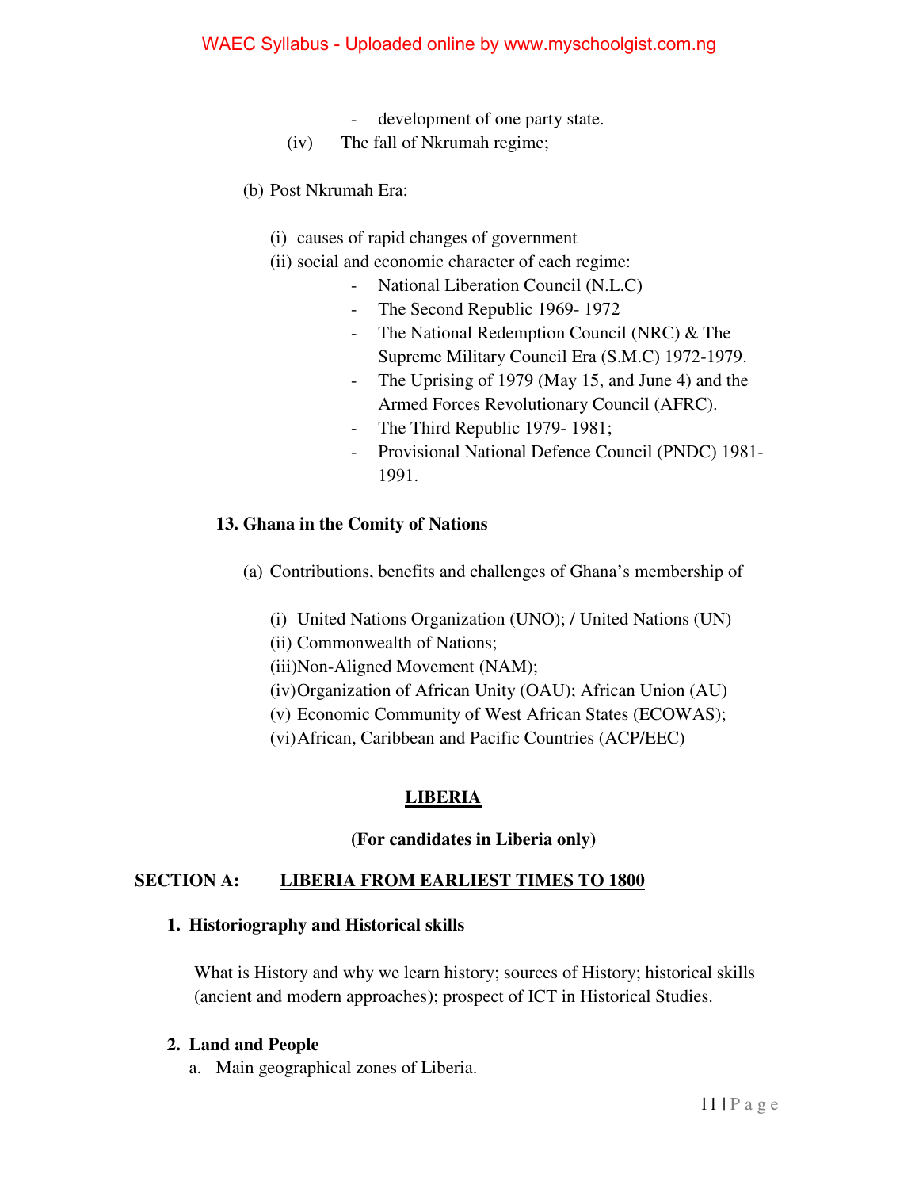- development of one party state.

(iv) The fall of Nkrumah regime;

(b) Post Nkrumah Era:

(i) causes of rapid changes of government

(ii) social and economic character of each regime:

- National Liberation Council (N.L.C)
- The Second Republic 1969- 1972
- The National Redemption Council (NRC) & The Supreme Military Council Era (S.M.C) 1972-1979.
- The Uprising of 1979 (May 15, and June 4) and the Armed Forces Revolutionary Council (AFRC).
- The Third Republic 1979- 1981;
- Provisional National Defence Council (PNDC) 1981-1991.

**13. Ghana in the Comity of Nations**

(a) Contributions, benefits and challenges of Ghana's membership of

(i) United Nations Organization (UNO); / United Nations (UN)
(ii) Commonwealth of Nations;
(iii) Non-Aligned Movement (NAM);
(iv) Organization of African Unity (OAU); African Union (AU)
(v) Economic Community of West African States (ECOWAS);
(vi) African, Caribbean and Pacific Countries (ACP/EEC)

## LIBERIA

**(For candidates in Liberia only)**

## SECTION A: LIBERIA FROM EARLIEST TIMES TO 1800

**1. Historiography and Historical skills**

What is History and why we learn history; sources of History; historical skills (ancient and modern approaches); prospect of ICT in Historical Studies.

**2. Land and People**

a. Main geographical zones of Liberia.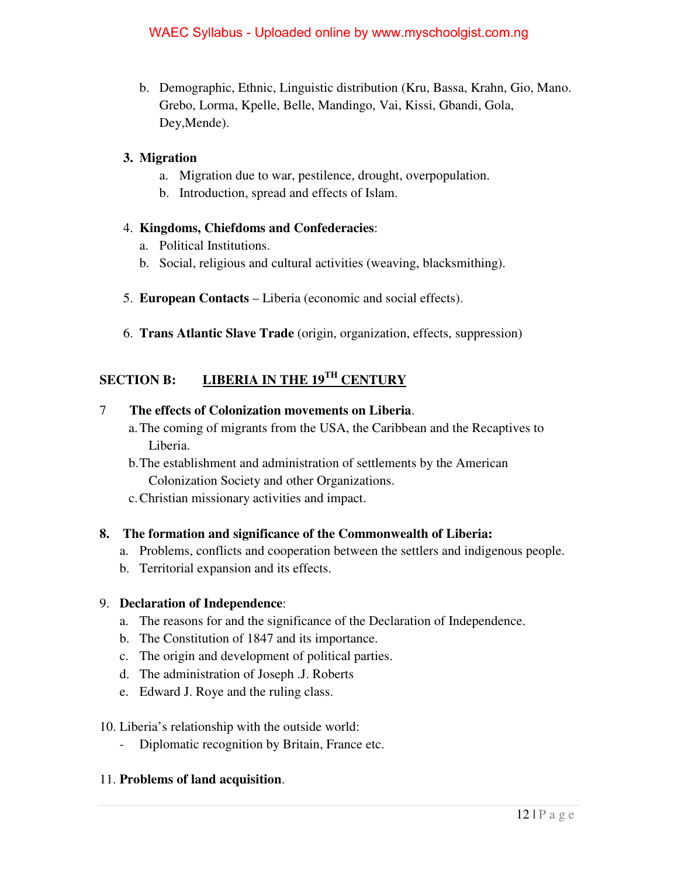b. Demographic, Ethnic, Linguistic distribution (Kru, Bassa, Krahn, Gio, Mano. Grebo, Lorma, Kpelle, Belle, Mandingo, Vai, Kissi, Gbandi, Gola, Dey,Mende).

3. **Migration**
   a. Migration due to war, pestilence, drought, overpopulation.
   b. Introduction, spread and effects of Islam.

4. **Kingdoms, Chiefdoms and Confederacies**:
   a. Political Institutions.
   b. Social, religious and cultural activities (weaving, blacksmithing).

5. **European Contacts** – Liberia (economic and social effects).

6. **Trans Atlantic Slave Trade** (origin, organization, effects, suppression)

## SECTION B: LIBERIA IN THE 19TH CENTURY

7. **The effects of Colonization movements on Liberia**.
   a. The coming of migrants from the USA, the Caribbean and the Recaptives to Liberia.
   b. The establishment and administration of settlements by the American Colonization Society and other Organizations.
   c. Christian missionary activities and impact.

8. **The formation and significance of the Commonwealth of Liberia:**
   a. Problems, conflicts and cooperation between the settlers and indigenous people.
   b. Territorial expansion and its effects.

9. **Declaration of Independence**:
   a. The reasons for and the significance of the Declaration of Independence.
   b. The Constitution of 1847 and its importance.
   c. The origin and development of political parties.
   d. The administration of Joseph .J. Roberts
   e. Edward J. Roye and the ruling class.

10. Liberia's relationship with the outside world:
    - Diplomatic recognition by Britain, France etc.

11. **Problems of land acquisition**.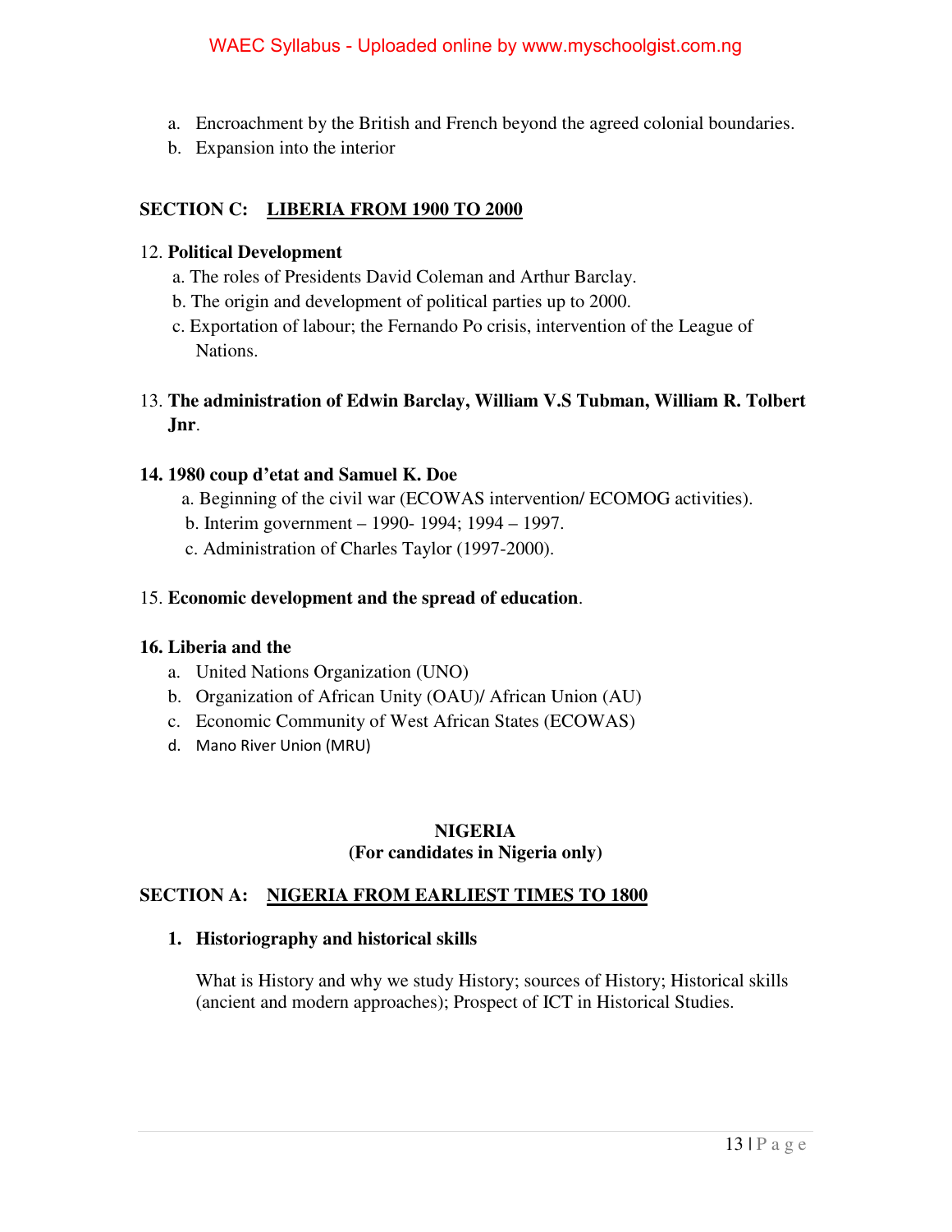a. Encroachment by the British and French beyond the agreed colonial boundaries.
b. Expansion into the interior

## SECTION C: LIBERIA FROM 1900 TO 2000

12. **Political Development**
   a. The roles of Presidents David Coleman and Arthur Barclay.
   b. The origin and development of political parties up to 2000.
   c. Exportation of labour; the Fernando Po crisis, intervention of the League of Nations.

13. **The administration of Edwin Barclay, William V.S Tubman, William R. Tolbert Jnr**.

**14. 1980 coup d'etat and Samuel K. Doe**
   a. Beginning of the civil war (ECOWAS intervention/ ECOMOG activities).
   b. Interim government – 1990- 1994; 1994 – 1997.
   c. Administration of Charles Taylor (1997-2000).

15. **Economic development and the spread of education**.

**16. Liberia and the**
   a. United Nations Organization (UNO)
   b. Organization of African Unity (OAU)/ African Union (AU)
   c. Economic Community of West African States (ECOWAS)
   d. Mano River Union (MRU)

# NIGERIA
**(For candidates in Nigeria only)**

## SECTION A: NIGERIA FROM EARLIEST TIMES TO 1800

1. **Historiography and historical skills**

   What is History and why we study History; sources of History; Historical skills (ancient and modern approaches); Prospect of ICT in Historical Studies.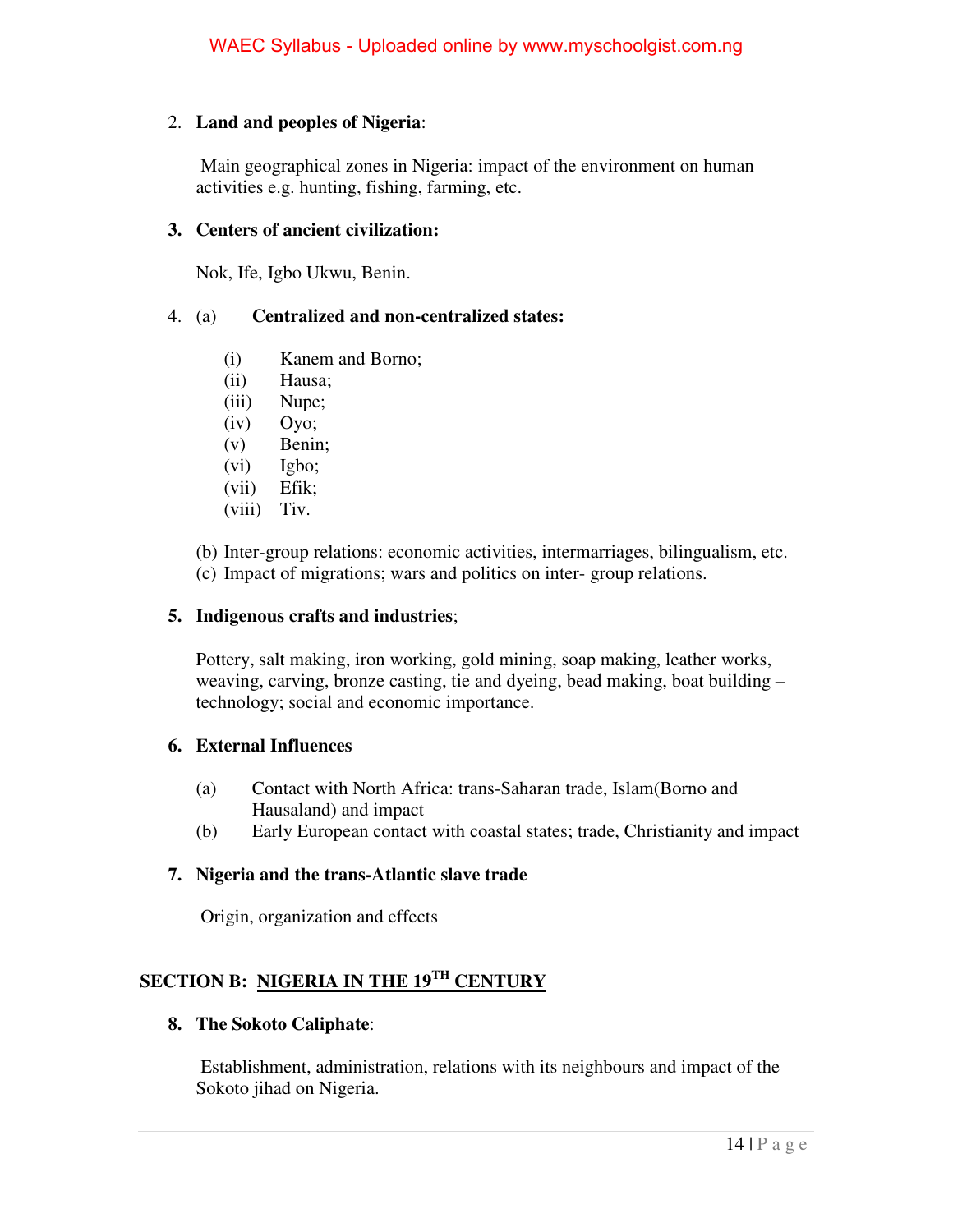2. **Land and peoples of Nigeria**:

   Main geographical zones in Nigeria: impact of the environment on human activities e.g. hunting, fishing, farming, etc.

3. **Centers of ancient civilization:**

   Nok, Ife, Igbo Ukwu, Benin.

4. (a) **Centralized and non-centralized states:**

   (i) Kanem and Borno;
   (ii) Hausa;
   (iii) Nupe;
   (iv) Oyo;
   (v) Benin;
   (vi) Igbo;
   (vii) Efik;
   (viii) Tiv.

   (b) Inter-group relations: economic activities, intermarriages, bilingualism, etc.
   (c) Impact of migrations; wars and politics on inter- group relations.

5. **Indigenous crafts and industries**;

   Pottery, salt making, iron working, gold mining, soap making, leather works, weaving, carving, bronze casting, tie and dyeing, bead making, boat building – technology; social and economic importance.

6. **External Influences**

   (a) Contact with North Africa: trans-Saharan trade, Islam(Borno and Hausaland) and impact
   (b) Early European contact with coastal states; trade, Christianity and impact

7. **Nigeria and the trans-Atlantic slave trade**

   Origin, organization and effects

## SECTION B: NIGERIA IN THE 19TH CENTURY

8. **The Sokoto Caliphate**:

   Establishment, administration, relations with its neighbours and impact of the Sokoto jihad on Nigeria.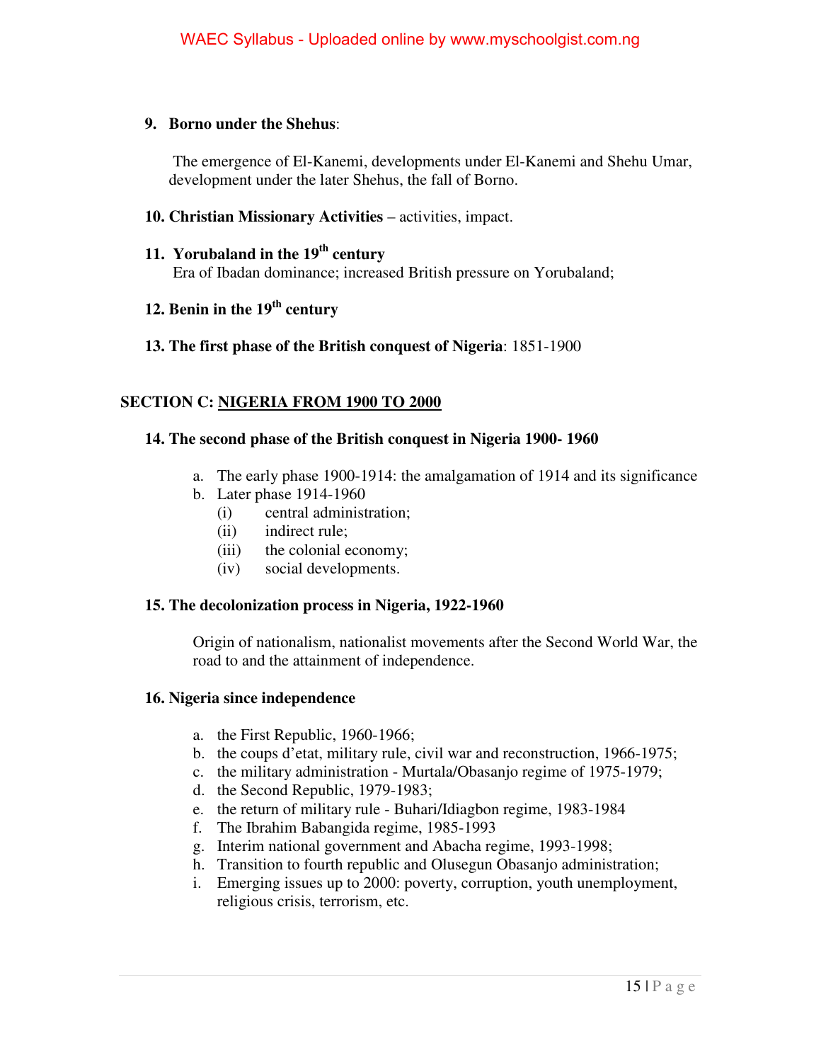**9. Borno under the Shehus**:

The emergence of El-Kanemi, developments under El-Kanemi and Shehu Umar, development under the later Shehus, the fall of Borno.

**10. Christian Missionary Activities** – activities, impact.

**11. Yorubaland in the 19th century**

Era of Ibadan dominance; increased British pressure on Yorubaland;

**12. Benin in the 19th century**

**13. The first phase of the British conquest of Nigeria**: 1851-1900

## SECTION C: NIGERIA FROM 1900 TO 2000

**14. The second phase of the British conquest in Nigeria 1900- 1960**

a. The early phase 1900-1914: the amalgamation of 1914 and its significance
b. Later phase 1914-1960
   (i) central administration;
   (ii) indirect rule;
   (iii) the colonial economy;
   (iv) social developments.

**15. The decolonization process in Nigeria, 1922-1960**

Origin of nationalism, nationalist movements after the Second World War, the road to and the attainment of independence.

**16. Nigeria since independence**

a. the First Republic, 1960-1966;
b. the coups d'etat, military rule, civil war and reconstruction, 1966-1975;
c. the military administration - Murtala/Obasanjo regime of 1975-1979;
d. the Second Republic, 1979-1983;
e. the return of military rule - Buhari/Idiagbon regime, 1983-1984
f. The Ibrahim Babangida regime, 1985-1993
g. Interim national government and Abacha regime, 1993-1998;
h. Transition to fourth republic and Olusegun Obasanjo administration;
i. Emerging issues up to 2000: poverty, corruption, youth unemployment, religious crisis, terrorism, etc.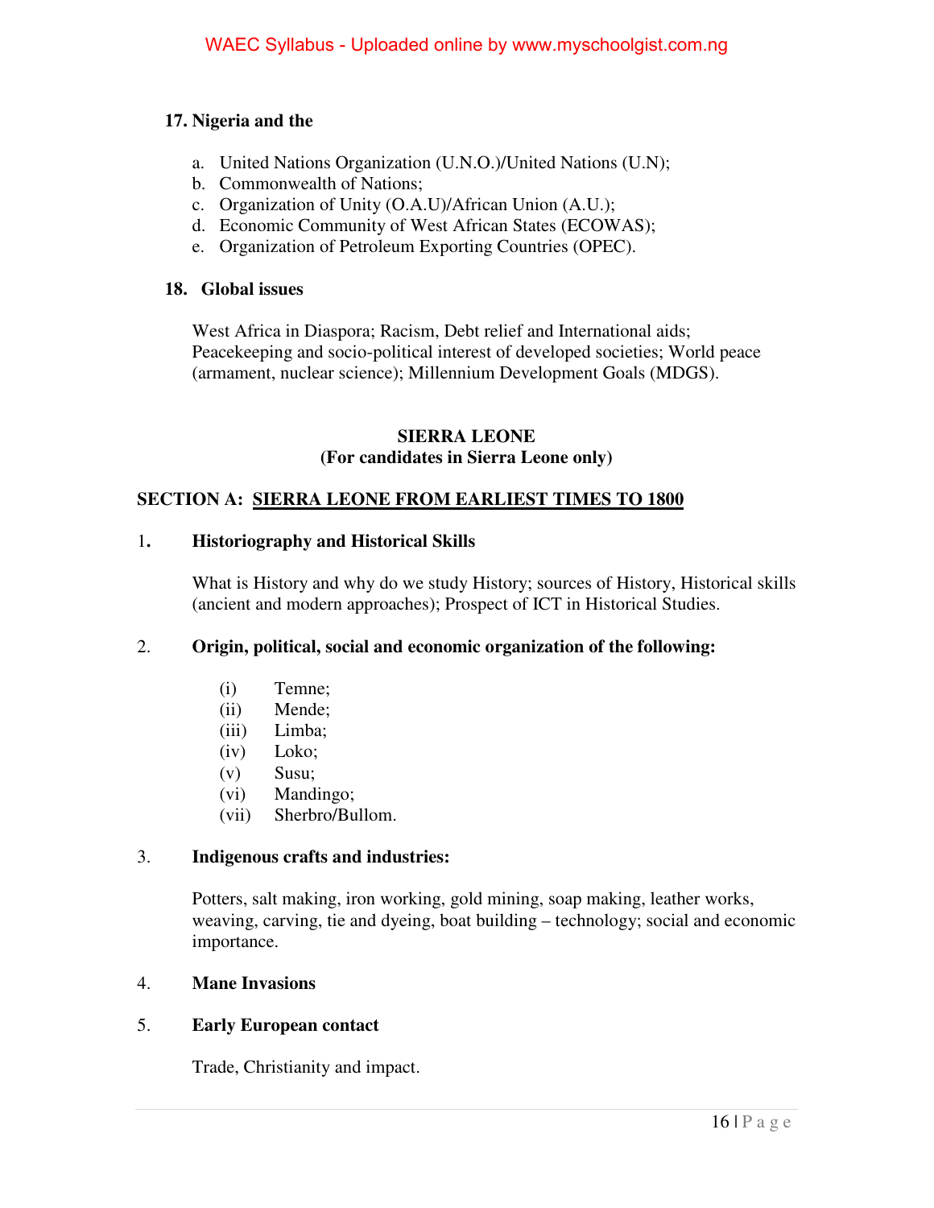**17. Nigeria and the**

a. United Nations Organization (U.N.O.)/United Nations (U.N);
b. Commonwealth of Nations;
c. Organization of Unity (O.A.U)/African Union (A.U.);
d. Economic Community of West African States (ECOWAS);
e. Organization of Petroleum Exporting Countries (OPEC).

**18. Global issues**

West Africa in Diaspora; Racism, Debt relief and International aids; Peacekeeping and socio-political interest of developed societies; World peace (armament, nuclear science); Millennium Development Goals (MDGS).

## SIERRA LEONE
### (For candidates in Sierra Leone only)

### SECTION A: SIERRA LEONE FROM EARLIEST TIMES TO 1800

1. **Historiography and Historical Skills**

   What is History and why do we study History; sources of History, Historical skills (ancient and modern approaches); Prospect of ICT in Historical Studies.

2. **Origin, political, social and economic organization of the following:**

   (i) Temne;
   (ii) Mende;
   (iii) Limba;
   (iv) Loko;
   (v) Susu;
   (vi) Mandingo;
   (vii) Sherbro/Bullom.

3. **Indigenous crafts and industries:**

   Potters, salt making, iron working, gold mining, soap making, leather works, weaving, carving, tie and dyeing, boat building – technology; social and economic importance.

4. **Mane Invasions**

5. **Early European contact**

   Trade, Christianity and impact.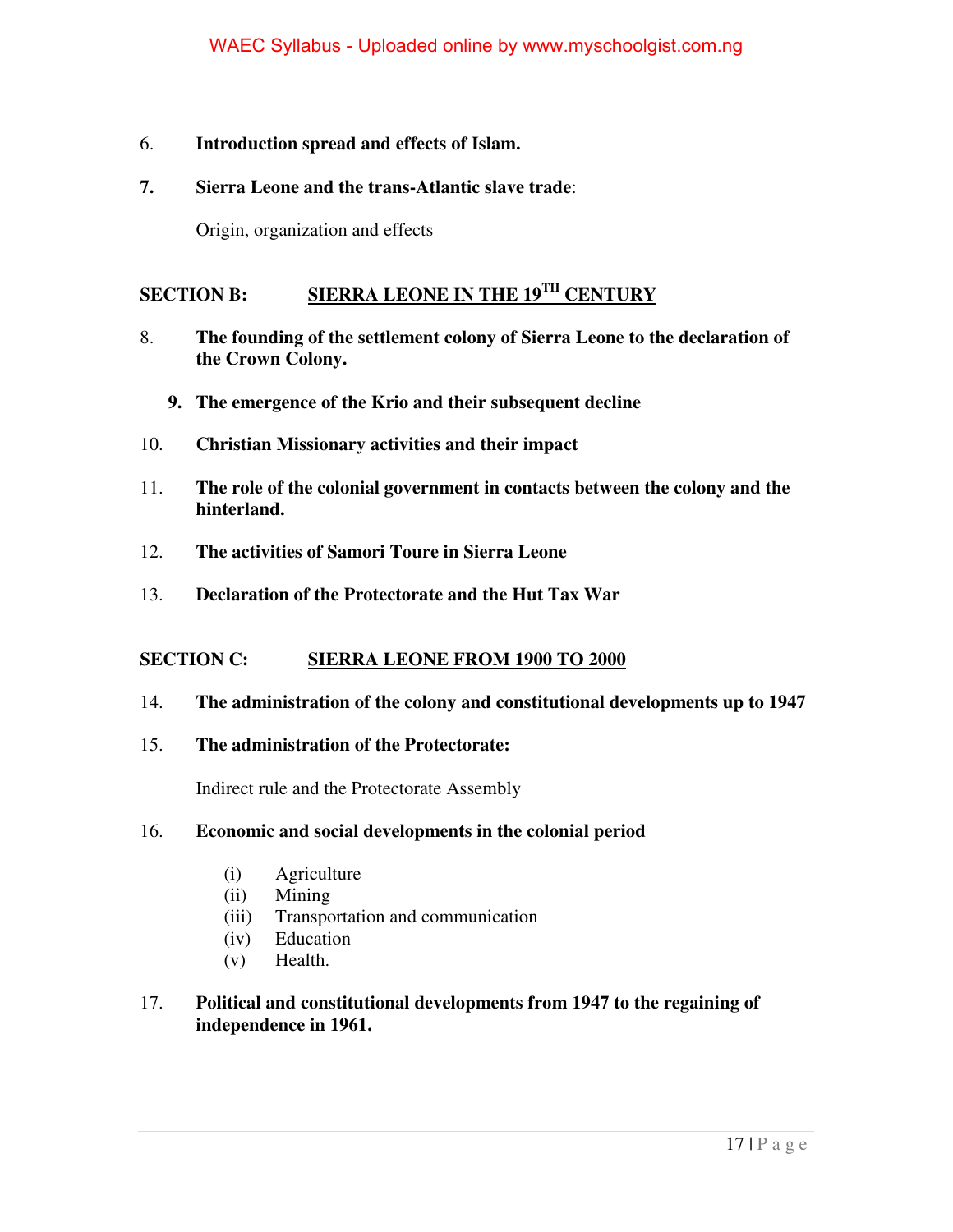6. **Introduction spread and effects of Islam.**

7. **Sierra Leone and the trans-Atlantic slave trade**:

   Origin, organization and effects

## SECTION B: SIERRA LEONE IN THE 19TH CENTURY

8. **The founding of the settlement colony of Sierra Leone to the declaration of the Crown Colony.**

9. **The emergence of the Krio and their subsequent decline**

10. **Christian Missionary activities and their impact**

11. **The role of the colonial government in contacts between the colony and the hinterland.**

12. **The activities of Samori Toure in Sierra Leone**

13. **Declaration of the Protectorate and the Hut Tax War**

## SECTION C: SIERRA LEONE FROM 1900 TO 2000

14. **The administration of the colony and constitutional developments up to 1947**

15. **The administration of the Protectorate:**

    Indirect rule and the Protectorate Assembly

16. **Economic and social developments in the colonial period**

    (i) Agriculture
    (ii) Mining
    (iii) Transportation and communication
    (iv) Education
    (v) Health.

17. **Political and constitutional developments from 1947 to the regaining of independence in 1961.**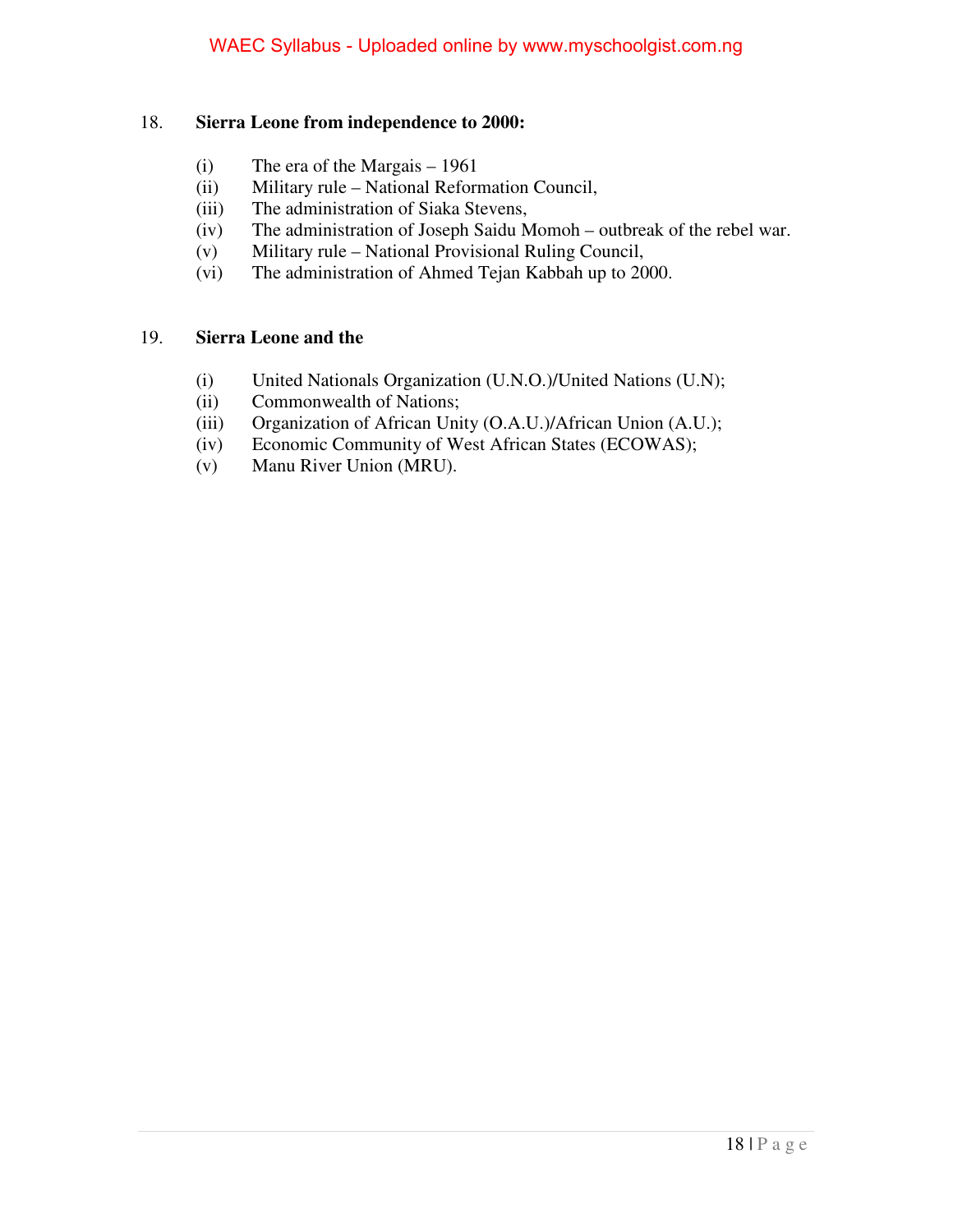18. **Sierra Leone from independence to 2000:**

    (i) The era of the Margais – 1961
    (ii) Military rule – National Reformation Council,
    (iii) The administration of Siaka Stevens,
    (iv) The administration of Joseph Saidu Momoh – outbreak of the rebel war.
    (v) Military rule – National Provisional Ruling Council,
    (vi) The administration of Ahmed Tejan Kabbah up to 2000.

19. **Sierra Leone and the**

    (i) United Nationals Organization (U.N.O.)/United Nations (U.N);
    (ii) Commonwealth of Nations;
    (iii) Organization of African Unity (O.A.U.)/African Union (A.U.);
    (iv) Economic Community of West African States (ECOWAS);
    (v) Manu River Union (MRU).